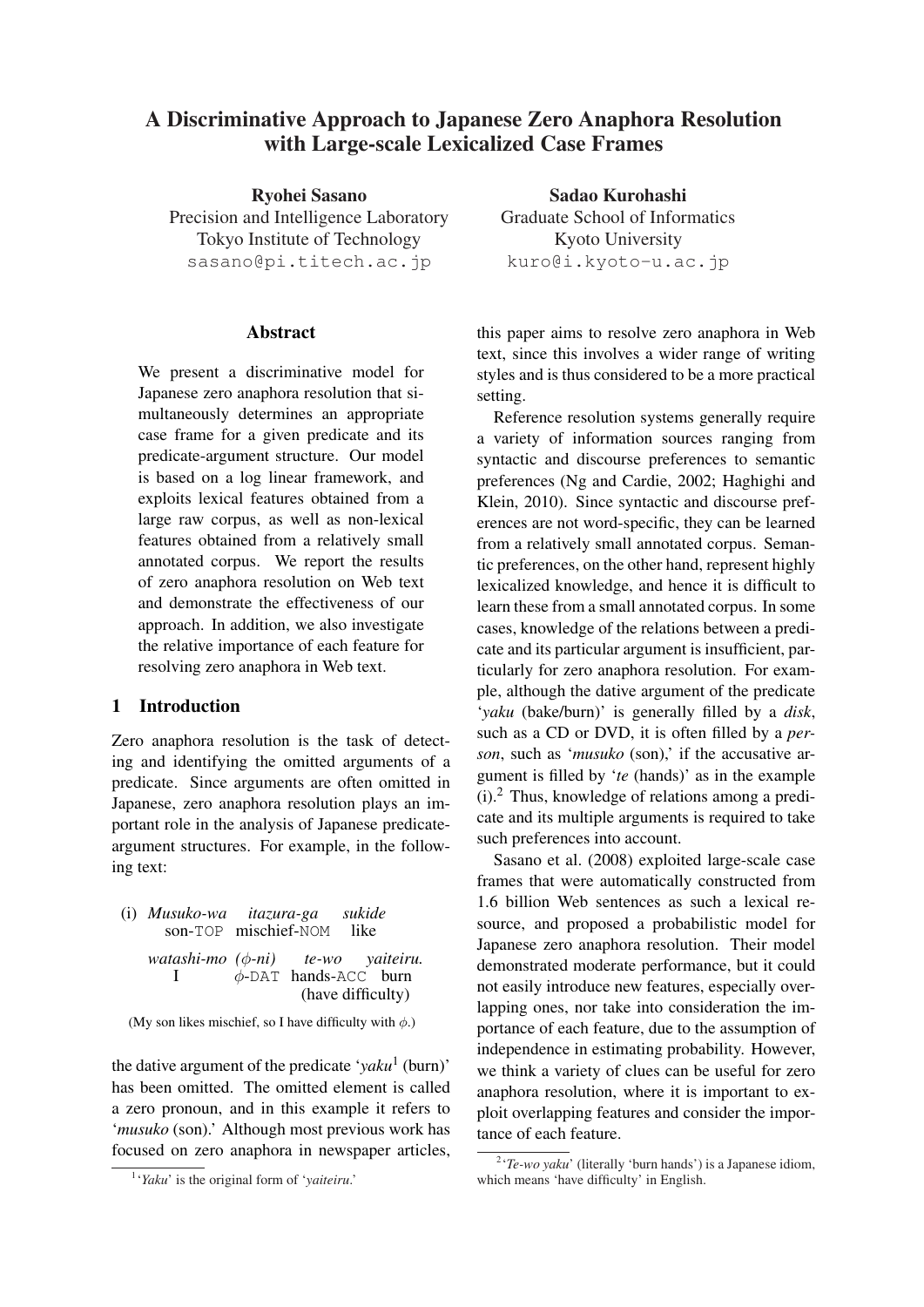# A Discriminative Approach to Japanese Zero Anaphora Resolution with Large-scale Lexicalized Case Frames

**Ryohei Sasano**
Precision and Intelligence Laboratory
Tokyo Institute of Technology
sasano@pi.titech.ac.jp

**Sadao Kurohashi**
Graduate School of Informatics
Kyoto University
kuro@i.kyoto-u.ac.jp

## Abstract

We present a discriminative model for Japanese zero anaphora resolution that simultaneously determines an appropriate case frame for a given predicate and its predicate-argument structure. Our model is based on a log linear framework, and exploits lexical features obtained from a large raw corpus, as well as non-lexical features obtained from a relatively small annotated corpus. We report the results of zero anaphora resolution on Web text and demonstrate the effectiveness of our approach. In addition, we also investigate the relative importance of each feature for resolving zero anaphora in Web text.

## 1 Introduction

Zero anaphora resolution is the task of detecting and identifying the omitted arguments of a predicate. Since arguments are often omitted in Japanese, zero anaphora resolution plays an important role in the analysis of Japanese predicate-argument structures. For example, in the following text:

(i) *Musuko-wa* *itazura-ga* *sukide*
son-TOP mischief-NOM like

*watashi-mo* *($\phi$-ni)* *te-wo* *yaiteiru.*
I $\phi$-DAT hands-ACC burn
(have difficulty)

(My son likes mischief, so I have difficulty with $\phi$.)

the dative argument of the predicate '*yaku*[1] (burn)' has been omitted. The omitted element is called a zero pronoun, and in this example it refers to '*musuko* (son).' Although most previous work has focused on zero anaphora in newspaper articles, this paper aims to resolve zero anaphora in Web text, since this involves a wider range of writing styles and is thus considered to be a more practical setting.

Reference resolution systems generally require a variety of information sources ranging from syntactic and discourse preferences to semantic preferences (Ng and Cardie, 2002; Haghighi and Klein, 2010). Since syntactic and discourse preferences are not word-specific, they can be learned from a relatively small annotated corpus. Semantic preferences, on the other hand, represent highly lexicalized knowledge, and hence it is difficult to learn these from a small annotated corpus. In some cases, knowledge of the relations between a predicate and its particular argument is insufficient, particularly for zero anaphora resolution. For example, although the dative argument of the predicate '*yaku* (bake/burn)' is generally filled by a *disk*, such as a CD or DVD, it is often filled by a *person*, such as '*musuko* (son),' if the accusative argument is filled by '*te* (hands)' as in the example (i).[2] Thus, knowledge of relations among a predicate and its multiple arguments is required to take such preferences into account.

Sasano et al. (2008) exploited large-scale case frames that were automatically constructed from 1.6 billion Web sentences as such a lexical resource, and proposed a probabilistic model for Japanese zero anaphora resolution. Their model demonstrated moderate performance, but it could not easily introduce new features, especially overlapping ones, nor take into consideration the importance of each feature, due to the assumption of independence in estimating probability. However, we think a variety of clues can be useful for zero anaphora resolution, where it is important to exploit overlapping features and consider the importance of each feature.

[1] '*Yaku*' is the original form of '*yaiteiru*.'

[2] '*Te-wo yaku*' (literally 'burn hands') is a Japanese idiom, which means 'have difficulty' in English.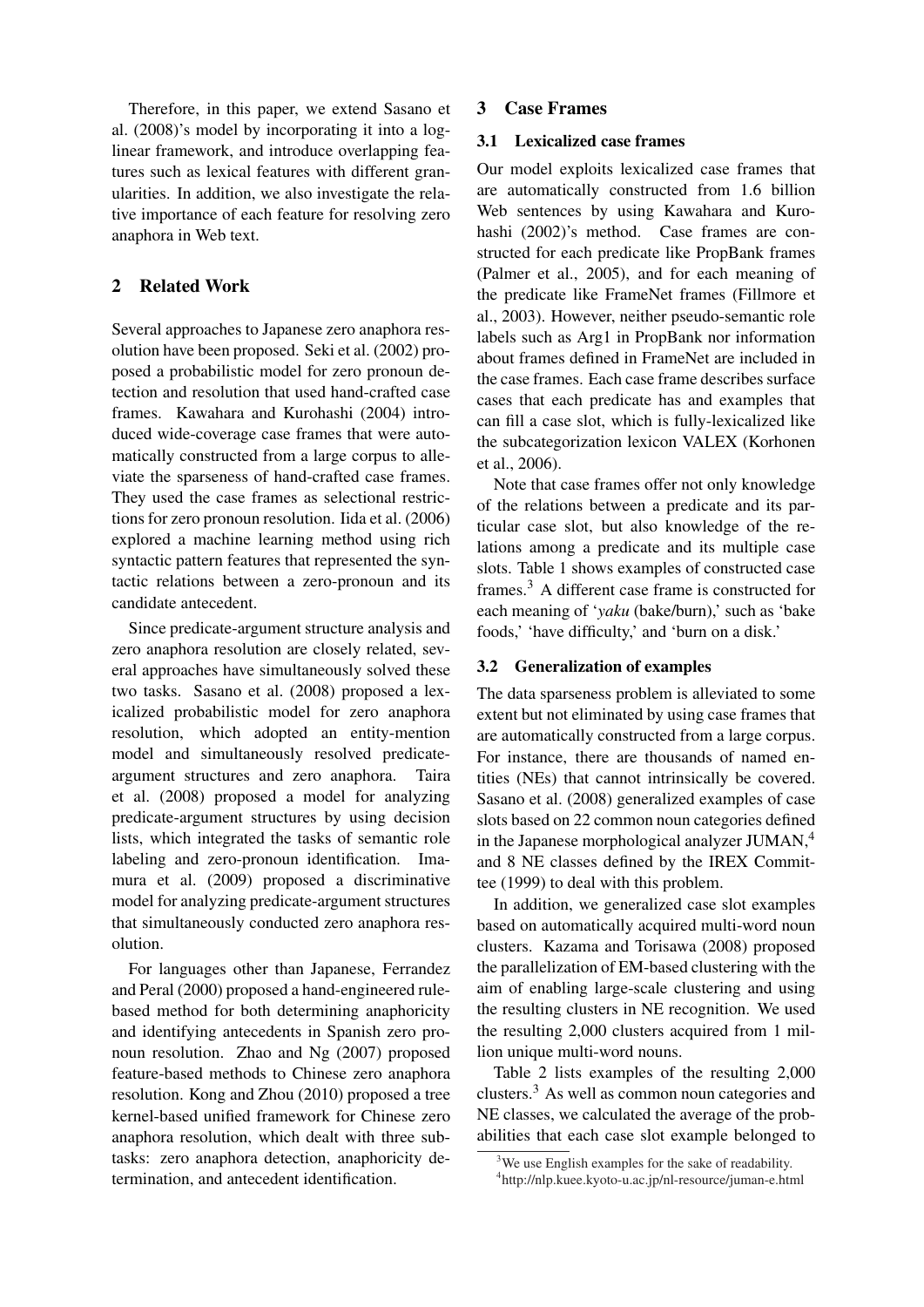Therefore, in this paper, we extend Sasano et al. (2008)'s model by incorporating it into a log-linear framework, and introduce overlapping features such as lexical features with different granularities. In addition, we also investigate the relative importance of each feature for resolving zero anaphora in Web text.

## 2 Related Work

Several approaches to Japanese zero anaphora resolution have been proposed. Seki et al. (2002) proposed a probabilistic model for zero pronoun detection and resolution that used hand-crafted case frames. Kawahara and Kurohashi (2004) introduced wide-coverage case frames that were automatically constructed from a large corpus to alleviate the sparseness of hand-crafted case frames. They used the case frames as selectional restrictions for zero pronoun resolution. Iida et al. (2006) explored a machine learning method using rich syntactic pattern features that represented the syntactic relations between a zero-pronoun and its candidate antecedent.

Since predicate-argument structure analysis and zero anaphora resolution are closely related, several approaches have simultaneously solved these two tasks. Sasano et al. (2008) proposed a lexicalized probabilistic model for zero anaphora resolution, which adopted an entity-mention model and simultaneously resolved predicate-argument structures and zero anaphora. Taira et al. (2008) proposed a model for analyzing predicate-argument structures by using decision lists, which integrated the tasks of semantic role labeling and zero-pronoun identification. Imamura et al. (2009) proposed a discriminative model for analyzing predicate-argument structures that simultaneously conducted zero anaphora resolution.

For languages other than Japanese, Ferrandez and Peral (2000) proposed a hand-engineered rule-based method for both determining anaphoricity and identifying antecedents in Spanish zero pronoun resolution. Zhao and Ng (2007) proposed feature-based methods to Chinese zero anaphora resolution. Kong and Zhou (2010) proposed a tree kernel-based unified framework for Chinese zero anaphora resolution, which dealt with three subtasks: zero anaphora detection, anaphoricity determination, and antecedent identification.

## 3 Case Frames

### 3.1 Lexicalized case frames

Our model exploits lexicalized case frames that are automatically constructed from 1.6 billion Web sentences by using Kawahara and Kurohashi (2002)'s method. Case frames are constructed for each predicate like PropBank frames (Palmer et al., 2005), and for each meaning of the predicate like FrameNet frames (Fillmore et al., 2003). However, neither pseudo-semantic role labels such as Arg1 in PropBank nor information about frames defined in FrameNet are included in the case frames. Each case frame describes surface cases that each predicate has and examples that can fill a case slot, which is fully-lexicalized like the subcategorization lexicon VALEX (Korhonen et al., 2006).

Note that case frames offer not only knowledge of the relations between a predicate and its particular case slot, but also knowledge of the relations among a predicate and its multiple case slots. Table 1 shows examples of constructed case frames.[3] A different case frame is constructed for each meaning of '*yaku* (bake/burn),' such as 'bake foods,' 'have difficulty,' and 'burn on a disk.'

### 3.2 Generalization of examples

The data sparseness problem is alleviated to some extent but not eliminated by using case frames that are automatically constructed from a large corpus. For instance, there are thousands of named entities (NEs) that cannot intrinsically be covered. Sasano et al. (2008) generalized examples of case slots based on 22 common noun categories defined in the Japanese morphological analyzer JUMAN,[4] and 8 NE classes defined by the IREX Committee (1999) to deal with this problem.

In addition, we generalized case slot examples based on automatically acquired multi-word noun clusters. Kazama and Torisawa (2008) proposed the parallelization of EM-based clustering with the aim of enabling large-scale clustering and using the resulting clusters in NE recognition. We used the resulting 2,000 clusters acquired from 1 million unique multi-word nouns.

Table 2 lists examples of the resulting 2,000 clusters.[3] As well as common noun categories and NE classes, we calculated the average of the probabilities that each case slot example belonged to

[3] We use English examples for the sake of readability.

[4] http://nlp.kuee.kyoto-u.ac.jp/nl-resource/juman-e.html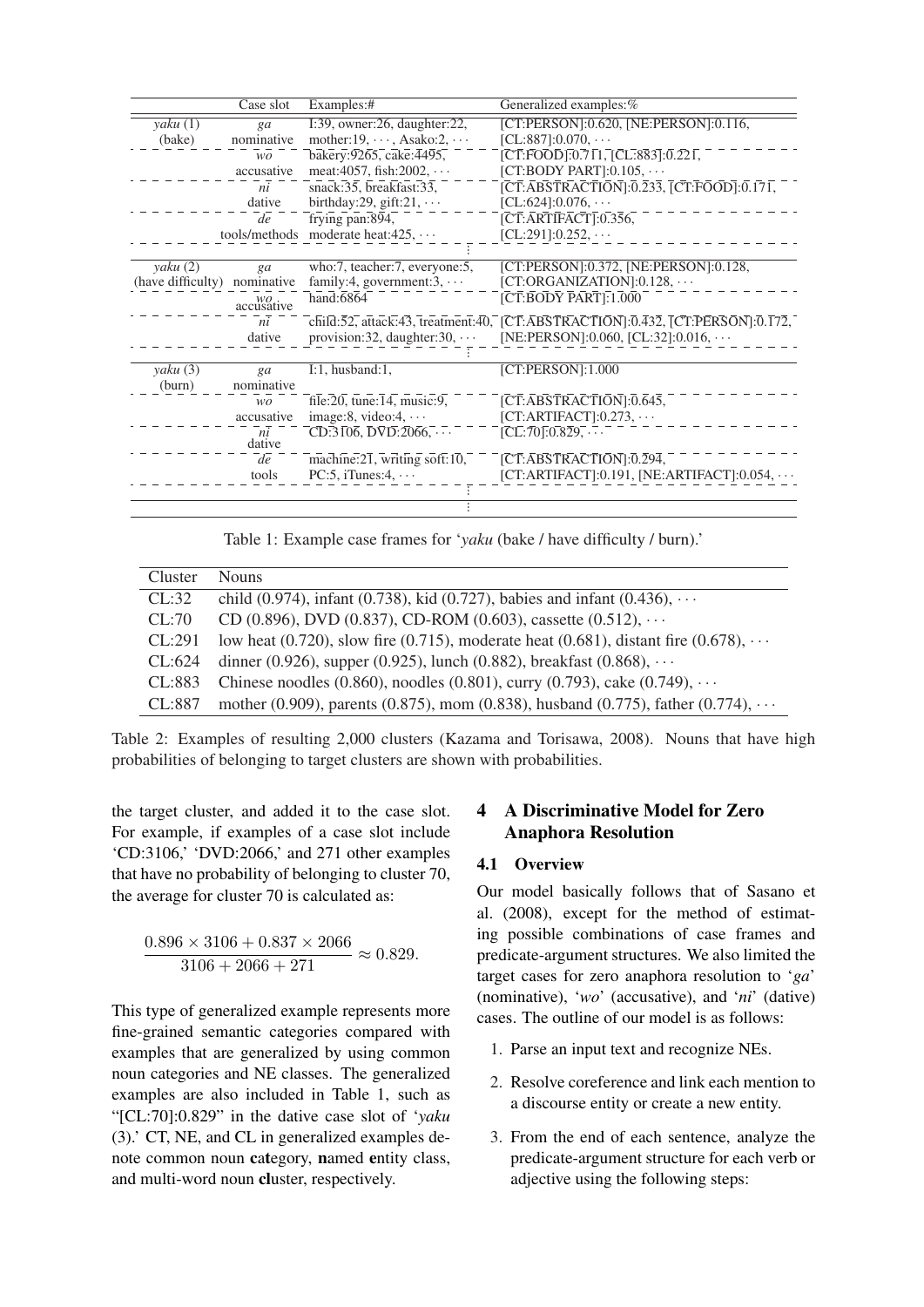|  | Case slot | Examples:# | Generalized examples:% |
|---|---|---|---|
| *yaku* (1) (bake) | *ga* nominative | I:39, owner:26, daughter:22, mother:19, ···, Asako:2, ··· | [CT:PERSON]:0.620, [NE:PERSON]:0.116, [CL:887]:0.070, ··· |
|  | *wo* accusative | bakery:9265, cake:4495, meat:4057, fish:2002, ··· | [CT:FOOD]:0.711, [CL:883]:0.221, [CT:BODY PART]:0.105, ··· |
|  | *ni* dative | snack:35, breakfast:33, birthday:29, gift:21, ··· | [CT:ABSTRACTION]:0.233, [CT:FOOD]:0.171, [CL:624]:0.076, ··· |
|  | *de* tools/methods | frying pan:894, moderate heat:425, ··· | [CT:ARTIFACT]:0.356, [CL:291]:0.252, ··· |
|  |  | ⋮ |  |
| *yaku* (2) (have difficulty) | *ga* nominative | who:7, teacher:7, everyone:5, family:4, government:3, ··· | [CT:PERSON]:0.372, [NE:PERSON]:0.128, [CT:ORGANIZATION]:0.128, ··· |
|  | *wo* accusative | hand:6864 | [CT:BODY PART]:1.000 |
|  | *ni* dative | child:52, attack:43, treatment:40, provision:32, daughter:30, ··· | [CT:ABSTRACTION]:0.432, [CT:PERSON]:0.172, [NE:PERSON]:0.060, [CL:32]:0.016, ··· |
|  |  | ⋮ |  |
| *yaku* (3) (burn) | *ga* nominative | I:1, husband:1, | [CT:PERSON]:1.000 |
|  | *wo* accusative | file:20, tune:14, music:9, image:8, video:4, ··· | [CT:ABSTRACTION]:0.645, [CT:ARTIFACT]:0.273, ··· |
|  | *ni* dative | CD:3106, DVD:2066, ··· | [CL:70]:0.829, ··· |
|  | *de* tools | machine:21, writing soft:10, PC:5, iTunes:4, ··· | [CT:ABSTRACTION]:0.294, [CT:ARTIFACT]:0.191, [NE:ARTIFACT]:0.054, ··· |
|  |  | ⋮ |  |
|  |  | ⋮ |  |

Table 1: Example case frames for '*yaku* (bake / have difficulty / burn).'

| Cluster | Nouns |
|---|---|
| CL:32 | child (0.974), infant (0.738), kid (0.727), babies and infant (0.436), ··· |
| CL:70 | CD (0.896), DVD (0.837), CD-ROM (0.603), cassette (0.512), ··· |
| CL:291 | low heat (0.720), slow fire (0.715), moderate heat (0.681), distant fire (0.678), ··· |
| CL:624 | dinner (0.926), supper (0.925), lunch (0.882), breakfast (0.868), ··· |
| CL:883 | Chinese noodles (0.860), noodles (0.801), curry (0.793), cake (0.749), ··· |
| CL:887 | mother (0.909), parents (0.875), mom (0.838), husband (0.775), father (0.774), ··· |

Table 2: Examples of resulting 2,000 clusters (Kazama and Torisawa, 2008). Nouns that have high probabilities of belonging to target clusters are shown with probabilities.

the target cluster, and added it to the case slot. For example, if examples of a case slot include 'CD:3106,' 'DVD:2066,' and 271 other examples that have no probability of belonging to cluster 70, the average for cluster 70 is calculated as:

$$\frac{0.896 \times 3106 + 0.837 \times 2066}{3106 + 2066 + 271} \approx 0.829.$$

This type of generalized example represents more fine-grained semantic categories compared with examples that are generalized by using common noun categories and NE classes. The generalized examples are also included in Table 1, such as "[CL:70]:0.829" in the dative case slot of '*yaku* (3).' CT, NE, and CL in generalized examples denote common noun **cat**egory, **n**amed **e**ntity class, and multi-word noun **cl**uster, respectively.

## 4 A Discriminative Model for Zero Anaphora Resolution

### 4.1 Overview

Our model basically follows that of Sasano et al. (2008), except for the method of estimating possible combinations of case frames and predicate-argument structures. We also limited the target cases for zero anaphora resolution to '*ga*' (nominative), '*wo*' (accusative), and '*ni*' (dative) cases. The outline of our model is as follows:

1. Parse an input text and recognize NEs.
2. Resolve coreference and link each mention to a discourse entity or create a new entity.
3. From the end of each sentence, analyze the predicate-argument structure for each verb or adjective using the following steps: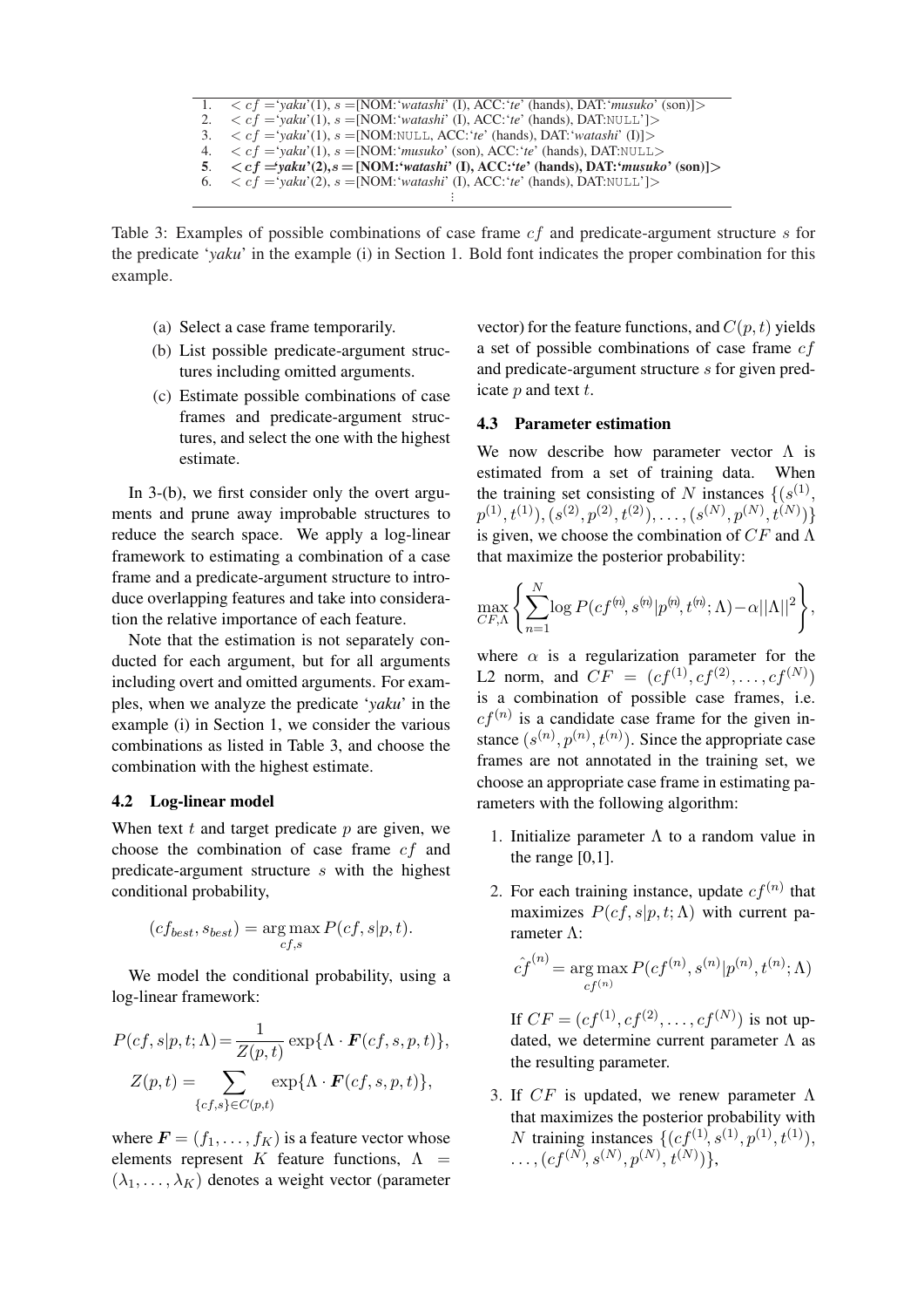| | |
|---|---|
| 1. | $< cf =$'*yaku*'(1), $s =$[NOM:'*watashi*' (I), ACC:'*te*' (hands), DAT:'*musuko*' (son)]> |
| 2. | $< cf =$'*yaku*'(1), $s =$[NOM:'*watashi*' (I), ACC:'*te*' (hands), DAT:NULL']> |
| 3. | $< cf =$'*yaku*'(1), $s =$[NOM:NULL, ACC:'*te*' (hands), DAT:'*watashi*' (I)]> |
| 4. | $< cf =$'*yaku*'(1), $s =$[NOM:'*musuko*' (son), ACC:'*te*' (hands), DAT:NULL> |
| **5.** | **$< cf =$'*yaku*'(2), $s =$[NOM:'*watashi*' (I), ACC:'*te*' (hands), DAT:'*musuko*' (son)]>** |
| 6. | $< cf =$'*yaku*'(2), $s =$[NOM:'*watashi*' (I), ACC:'*te*' (hands), DAT:NULL']> |
| | ⋮ |

Table 3: Examples of possible combinations of case frame $cf$ and predicate-argument structure $s$ for the predicate '*yaku*' in the example (i) in Section 1. Bold font indicates the proper combination for this example.

(a) Select a case frame temporarily.

(b) List possible predicate-argument structures including omitted arguments.

(c) Estimate possible combinations of case frames and predicate-argument structures, and select the one with the highest estimate.

In 3-(b), we first consider only the overt arguments and prune away improbable structures to reduce the search space. We apply a log-linear framework to estimating a combination of a case frame and a predicate-argument structure to introduce overlapping features and take into consideration the relative importance of each feature.

Note that the estimation is not separately conducted for each argument, but for all arguments including overt and omitted arguments. For examples, when we analyze the predicate '*yaku*' in the example (i) in Section 1, we consider the various combinations as listed in Table 3, and choose the combination with the highest estimate.

### 4.2 Log-linear model

When text $t$ and target predicate $p$ are given, we choose the combination of case frame $cf$ and predicate-argument structure $s$ with the highest conditional probability,

$$(cf_{best}, s_{best}) = \arg\max_{cf,s} P(cf, s|p, t).$$

We model the conditional probability, using a log-linear framework:

$$P(cf, s|p, t; \Lambda) = \frac{1}{Z(p,t)} \exp\{\Lambda \cdot \boldsymbol{F}(cf, s, p, t)\},$$

$$Z(p,t) = \sum_{\{cf,s\} \in C(p,t)} \exp\{\Lambda \cdot \boldsymbol{F}(cf, s, p, t)\},$$

where $\boldsymbol{F} = (f_1, \ldots, f_K)$ is a feature vector whose elements represent $K$ feature functions, $\Lambda = (\lambda_1, \ldots, \lambda_K)$ denotes a weight vector (parameter vector) for the feature functions, and $C(p,t)$ yields a set of possible combinations of case frame $cf$ and predicate-argument structure $s$ for given predicate $p$ and text $t$.

### 4.3 Parameter estimation

We now describe how parameter vector $\Lambda$ is estimated from a set of training data. When the training set consisting of $N$ instances $\{(s^{(1)}, p^{(1)}, t^{(1)}), (s^{(2)}, p^{(2)}, t^{(2)}), \ldots, (s^{(N)}, p^{(N)}, t^{(N)})\}$ is given, we choose the combination of $CF$ and $\Lambda$ that maximize the posterior probability:

$$\max_{CF,\Lambda} \left\{ \sum_{n=1}^{N} \log P(cf^{(n)}, s^{(n)} | p^{(n)}, t^{(n)}; \Lambda) - \alpha ||\Lambda||^2 \right\},$$

where $\alpha$ is a regularization parameter for the L2 norm, and $CF = (cf^{(1)}, cf^{(2)}, \ldots, cf^{(N)})$ is a combination of possible case frames, i.e. $cf^{(n)}$ is a candidate case frame for the given instance $(s^{(n)}, p^{(n)}, t^{(n)})$. Since the appropriate case frames are not annotated in the training set, we choose an appropriate case frame in estimating parameters with the following algorithm:

1. Initialize parameter $\Lambda$ to a random value in the range [0,1].

2. For each training instance, update $cf^{(n)}$ that maximizes $P(cf, s|p, t; \Lambda)$ with current parameter $\Lambda$:

   $$\hat{cf}^{(n)} = \arg\max_{cf^{(n)}} P(cf^{(n)}, s^{(n)} | p^{(n)}, t^{(n)}; \Lambda)$$

   If $CF = (cf^{(1)}, cf^{(2)}, \ldots, cf^{(N)})$ is not updated, we determine current parameter $\Lambda$ as the resulting parameter.

3. If $CF$ is updated, we renew parameter $\Lambda$ that maximizes the posterior probability with $N$ training instances $\{(cf^{(1)}, s^{(1)}, p^{(1)}, t^{(1)}), \ldots, (cf^{(N)}, s^{(N)}, p^{(N)}, t^{(N)})\}$,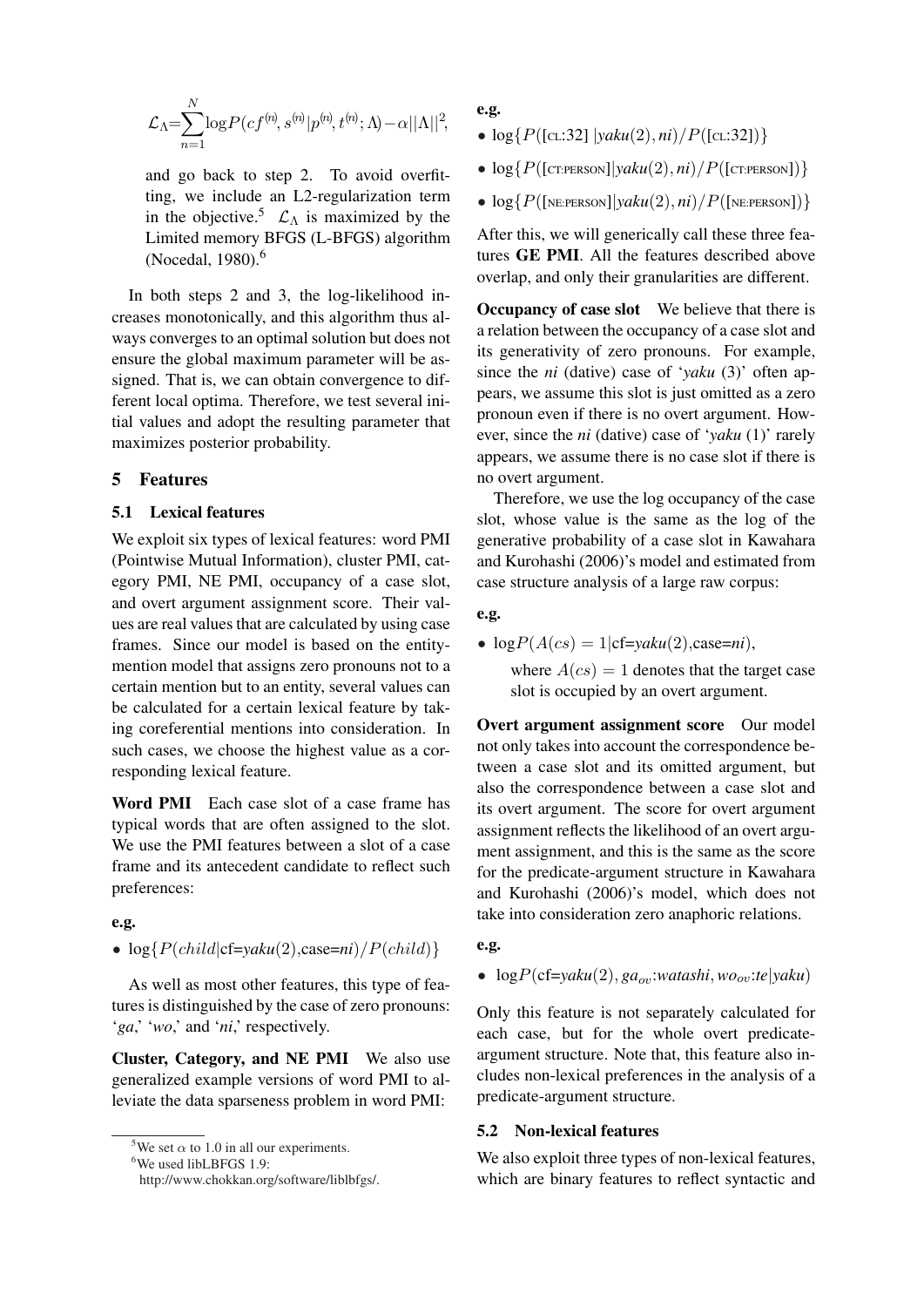$$\mathcal{L}_\Lambda = \sum_{n=1}^{N} \log P(cf^{(n)}, s^{(n)} | p^{(n)}, t^{(n)}; \Lambda) - \alpha ||\Lambda||^2,$$

and go back to step 2. To avoid overfitting, we include an L2-regularization term in the objective.[5] $\mathcal{L}_\Lambda$ is maximized by the Limited memory BFGS (L-BFGS) algorithm (Nocedal, 1980).[6]

In both steps 2 and 3, the log-likelihood increases monotonically, and this algorithm thus always converges to an optimal solution but does not ensure the global maximum parameter will be assigned. That is, we can obtain convergence to different local optima. Therefore, we test several initial values and adopt the resulting parameter that maximizes posterior probability.

## 5 Features

### 5.1 Lexical features

We exploit six types of lexical features: word PMI (Pointwise Mutual Information), cluster PMI, category PMI, NE PMI, occupancy of a case slot, and overt argument assignment score. Their values are real values that are calculated by using case frames. Since our model is based on the entity-mention model that assigns zero pronouns not to a certain mention but to an entity, several values can be calculated for a certain lexical feature by taking coreferential mentions into consideration. In such cases, we choose the highest value as a corresponding lexical feature.

**Word PMI** Each case slot of a case frame has typical words that are often assigned to the slot. We use the PMI features between a slot of a case frame and its antecedent candidate to reflect such preferences:

**e.g.**

- $\log\{P(child|\text{cf=}\textit{yaku}(2)\text{,case=}\textit{ni})/P(child)\}$

As well as most other features, this type of features is distinguished by the case of zero pronouns: '*ga*,' '*wo*,' and '*ni*,' respectively.

**Cluster, Category, and NE PMI** We also use generalized example versions of word PMI to alleviate the data sparseness problem in word PMI:

**e.g.**

- $\log\{P(\text{[CL:32]}\ |\textit{yaku}(2), \textit{ni})/P(\text{[CL:32]})\}$
- $\log\{P(\text{[CT:PERSON]})|\textit{yaku}(2), \textit{ni})/P(\text{[CT:PERSON]})\}$
- $\log\{P(\text{[NE:PERSON]}|\textit{yaku}(2), \textit{ni})/P(\text{[NE:PERSON]})\}$

After this, we will generically call these three features **GE PMI**. All the features described above overlap, and only their granularities are different.

**Occupancy of case slot** We believe that there is a relation between the occupancy of a case slot and its generativity of zero pronouns. For example, since the *ni* (dative) case of '*yaku* (3)' often appears, we assume this slot is just omitted as a zero pronoun even if there is no overt argument. However, since the *ni* (dative) case of '*yaku* (1)' rarely appears, we assume there is no case slot if there is no overt argument.

Therefore, we use the log occupancy of the case slot, whose value is the same as the log of the generative probability of a case slot in Kawahara and Kurohashi (2006)'s model and estimated from case structure analysis of a large raw corpus:

**e.g.**

- $\log P(A(cs) = 1|\text{cf=}\textit{yaku}(2)\text{,case=}\textit{ni})$,

  where $A(cs) = 1$ denotes that the target case slot is occupied by an overt argument.

**Overt argument assignment score** Our model not only takes into account the correspondence between a case slot and its omitted argument, but also the correspondence between a case slot and its overt argument. The score for overt argument assignment reflects the likelihood of an overt argument assignment, and this is the same as the score for the predicate-argument structure in Kawahara and Kurohashi (2006)'s model, which does not take into consideration zero anaphoric relations.

**e.g.**

- $\log P(\text{cf=}\textit{yaku}(2), \textit{ga}_{ov}\text{:}\textit{watashi}, \textit{wo}_{ov}\text{:}\textit{te}|\textit{yaku})$

Only this feature is not separately calculated for each case, but for the whole overt predicate-argument structure. Note that, this feature also includes non-lexical preferences in the analysis of a predicate-argument structure.

### 5.2 Non-lexical features

We also exploit three types of non-lexical features, which are binary features to reflect syntactic and

[5] We set $\alpha$ to 1.0 in all our experiments.

[6] We used libLBFGS 1.9: http://www.chokkan.org/software/liblbfgs/.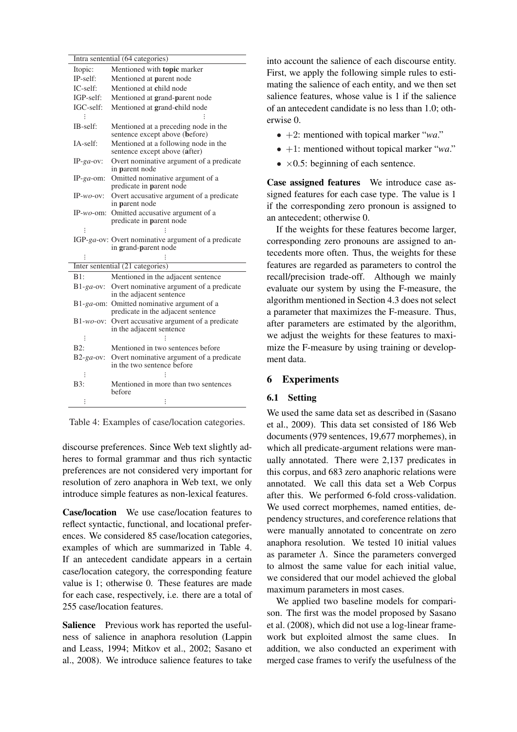| Intra sentential (64 categories) | |
|---|---|
| Itopic: | Mentioned with **topic** marker |
| IP-self: | Mentioned at **p**arent node |
| IC-self: | Mentioned at **c**hild node |
| IGP-self: | Mentioned at **g**rand-**p**arent node |
| IGC-self: | Mentioned at **g**rand-**c**hild node |
| ⋮ | ⋮ |
| IB-self: | Mentioned at a preceding node in the sentence except above (**b**efore) |
| IA-self: | Mentioned at a following node in the sentence except above (**a**fter) |
| IP-*ga*-ov: | Overt nominative argument of a predicate in **p**arent node |
| IP-*ga*-om: | Omitted nominative argument of a predicate in **p**arent node |
| IP-*wo*-ov: | Overt accusative argument of a predicate in **p**arent node |
| IP-*wo*-om: | Omitted accusative argument of a predicate in **p**arent node |
| ⋮ | ⋮ |
| IGP-*ga*-ov: | Overt nominative argument of a predicate in **g**rand-**p**arent node |
| ⋮ | ⋮ |
| **Inter sentential (21 categories)** | |
| B1: | Mentioned in the adjacent sentence |
| B1-*ga*-ov: | Overt nominative argument of a predicate in the adjacent sentence |
| B1-*ga*-om: | Omitted nominative argument of a predicate in the adjacent sentence |
| B1-*wo*-ov: | Overt accusative argument of a predicate in the adjacent sentence |
| ⋮ | ⋮ |
| B2: | Mentioned in two sentences before |
| B2-*ga*-ov: | Overt nominative argument of a predicate in the two sentence before |
| ⋮ | ⋮ |
| B3: | Mentioned in more than two sentences before |
| ⋮ | ⋮ |

Table 4: Examples of case/location categories.

discourse preferences. Since Web text slightly adheres to formal grammar and thus rich syntactic preferences are not considered very important for resolution of zero anaphora in Web text, we only introduce simple features as non-lexical features.

**Case/location** We use case/location features to reflect syntactic, functional, and locational preferences. We considered 85 case/location categories, examples of which are summarized in Table 4. If an antecedent candidate appears in a certain case/location category, the corresponding feature value is 1; otherwise 0. These features are made for each case, respectively, i.e. there are a total of 255 case/location features.

**Salience** Previous work has reported the usefulness of salience in anaphora resolution (Lappin and Leass, 1994; Mitkov et al., 2002; Sasano et al., 2008). We introduce salience features to take into account the salience of each discourse entity. First, we apply the following simple rules to estimating the salience of each entity, and we then set salience features, whose value is 1 if the salience of an antecedent candidate is no less than 1.0; otherwise 0.

- $+2$: mentioned with topical marker "*wa*."
- $+1$: mentioned without topical marker "*wa*."
- $\times 0.5$: beginning of each sentence.

**Case assigned features** We introduce case assigned features for each case type. The value is 1 if the corresponding zero pronoun is assigned to an antecedent; otherwise 0.

If the weights for these features become larger, corresponding zero pronouns are assigned to antecedents more often. Thus, the weights for these features are regarded as parameters to control the recall/precision trade-off. Although we mainly evaluate our system by using the F-measure, the algorithm mentioned in Section 4.3 does not select a parameter that maximizes the F-measure. Thus, after parameters are estimated by the algorithm, we adjust the weights for these features to maximize the F-measure by using training or development data.

## 6 Experiments

### 6.1 Setting

We used the same data set as described in (Sasano et al., 2009). This data set consisted of 186 Web documents (979 sentences, 19,677 morphemes), in which all predicate-argument relations were manually annotated. There were 2,137 predicates in this corpus, and 683 zero anaphoric relations were annotated. We call this data set a Web Corpus after this. We performed 6-fold cross-validation. We used correct morphemes, named entities, dependency structures, and coreference relations that were manually annotated to concentrate on zero anaphora resolution. We tested 10 initial values as parameter $\Lambda$. Since the parameters converged to almost the same value for each initial value, we considered that our model achieved the global maximum parameters in most cases.

We applied two baseline models for comparison. The first was the model proposed by Sasano et al. (2008), which did not use a log-linear framework but exploited almost the same clues. In addition, we also conducted an experiment with merged case frames to verify the usefulness of the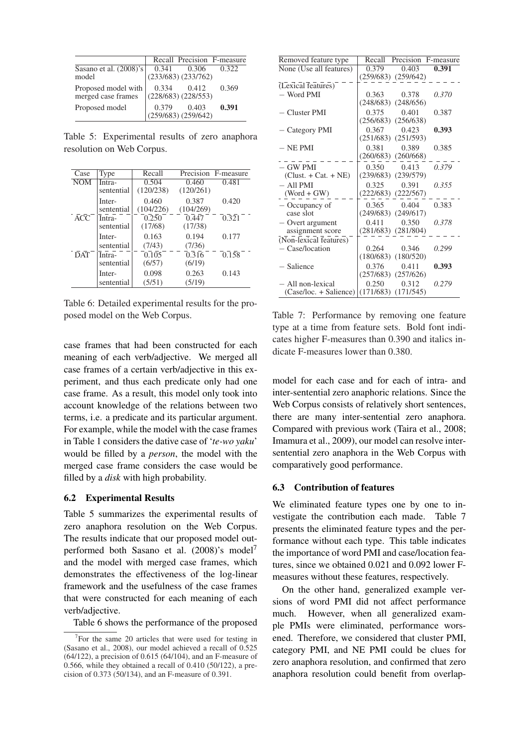| | Recall | Precision | F-measure |
|---|---|---|---|
| Sasano et al. (2008)'s model | 0.341 (233/683) | 0.306 (233/762) | 0.322 |
| Proposed model with merged case frames | 0.334 (228/683) | 0.412 (228/553) | 0.369 |
| Proposed model | 0.379 (259/683) | 0.403 (259/642) | **0.391** |

Table 5: Experimental results of zero anaphora resolution on Web Corpus.

| Case | Type | Recall | Precision | F-measure |
|---|---|---|---|---|
| NOM | Intra-sentential | 0.504 (120/238) | 0.460 (120/261) | 0.481 |
| | Inter-sentential | 0.460 (104/226) | 0.387 (104/269) | 0.420 |
| ACC | Intra-sentential | 0.250 (17/68) | 0.447 (17/38) | 0.321 |
| | Inter-sentential | 0.163 (7/43) | 0.194 (7/36) | 0.177 |
| DAT | Intra-sentential | 0.105 (6/57) | 0.316 (6/19) | 0.158 |
| | Inter-sentential | 0.098 (5/51) | 0.263 (5/19) | 0.143 |

Table 6: Detailed experimental results for the proposed model on the Web Corpus.

case frames that had been constructed for each meaning of each verb/adjective. We merged all case frames of a certain verb/adjective in this experiment, and thus each predicate only had one case frame. As a result, this model only took into account knowledge of the relations between two terms, i.e. a predicate and its particular argument. For example, while the model with the case frames in Table 1 considers the dative case of '*te-wo yaku*' would be filled by a *person*, the model with the merged case frame considers the case would be filled by a *disk* with high probability.

### 6.2 Experimental Results

Table 5 summarizes the experimental results of zero anaphora resolution on the Web Corpus. The results indicate that our proposed model outperformed both Sasano et al. (2008)'s model[7] and the model with merged case frames, which demonstrates the effectiveness of the log-linear framework and the usefulness of the case frames that were constructed for each meaning of each verb/adjective.

Table 6 shows the performance of the proposed model for each case and for each of intra- and inter-sentential zero anaphoric relations. Since the Web Corpus consists of relatively short sentences, there are many inter-sentential zero anaphora. Compared with previous work (Taira et al., 2008; Imamura et al., 2009), our model can resolve inter-sentential zero anaphora in the Web Corpus with comparatively good performance.

[7] For the same 20 articles that were used for testing in (Sasano et al., 2008), our model achieved a recall of 0.525 (64/122), a precision of 0.615 (64/104), and an F-measure of 0.566, while they obtained a recall of 0.410 (50/122), a precision of 0.373 (50/134), and an F-measure of 0.391.

| Removed feature type | Recall | Precision | F-measure |
|---|---|---|---|
| None (Use all features) | 0.379 (259/683) | 0.403 (259/642) | **0.391** |
| (Lexical features) | | | |
| − Word PMI | 0.363 (248/683) | 0.378 (248/656) | *0.370* |
| − Cluster PMI | 0.375 (256/683) | 0.401 (256/638) | 0.387 |
| − Category PMI | 0.367 (251/683) | 0.423 (251/593) | **0.393** |
| − NE PMI | 0.381 (260/683) | 0.389 (260/668) | 0.385 |
| − GW PMI (Clust. + Cat. + NE) | 0.350 (239/683) | 0.413 (239/579) | *0.379* |
| − All PMI (Word + GW) | 0.325 (222/683) | 0.391 (222/567) | *0.355* |
| − Occupancy of case slot | 0.365 (249/683) | 0.404 (249/617) | 0.383 |
| − Overt argument assignment score | 0.411 (281/683) | 0.350 (281/804) | *0.378* |
| (Non-lexical features) | | | |
| − Case/location | 0.264 (180/683) | 0.346 (180/520) | *0.299* |
| − Salience | 0.376 (257/683) | 0.411 (257/626) | **0.393** |
| − All non-lexical (Case/loc. + Salience) | 0.250 (171/683) | 0.312 (171/545) | *0.279* |

Table 7: Performance by removing one feature type at a time from feature sets. Bold font indicates higher F-measures than 0.390 and italics indicate F-measures lower than 0.380.

### 6.3 Contribution of features

We eliminated feature types one by one to investigate the contribution each made. Table 7 presents the eliminated feature types and the performance without each type. This table indicates the importance of word PMI and case/location features, since we obtained 0.021 and 0.092 lower F-measures without these features, respectively.

On the other hand, generalized example versions of word PMI did not affect performance much. However, when all generalized example PMIs were eliminated, performance worsened. Therefore, we considered that cluster PMI, category PMI, and NE PMI could be clues for zero anaphora resolution, and confirmed that zero anaphora resolution could benefit from overlap-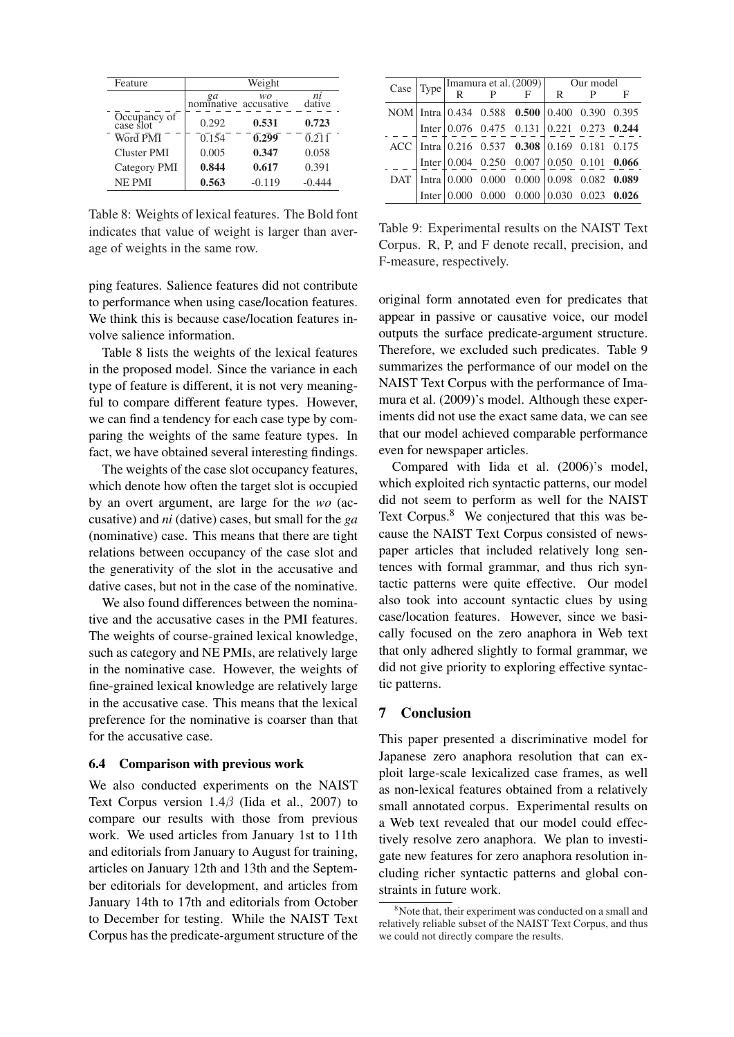| Feature | Weight | | |
|---|---|---|---|
| | *ga* nominative | *wo* accusative | *ni* dative |
| Occupancy of case slot | 0.292 | **0.531** | **0.723** |
| Word PMI | 0.154 | **0.299** | 0.211 |
| Cluster PMI | 0.005 | **0.347** | 0.058 |
| Category PMI | **0.844** | **0.617** | 0.391 |
| NE PMI | **0.563** | -0.119 | -0.444 |

Table 8: Weights of lexical features. The Bold font indicates that value of weight is larger than average of weights in the same row.

ping features. Salience features did not contribute to performance when using case/location features. We think this is because case/location features involve salience information.

Table 8 lists the weights of the lexical features in the proposed model. Since the variance in each type of feature is different, it is not very meaningful to compare different feature types. However, we can find a tendency for each case type by comparing the weights of the same feature types. In fact, we have obtained several interesting findings.

The weights of the case slot occupancy features, which denote how often the target slot is occupied by an overt argument, are large for the *wo* (accusative) and *ni* (dative) cases, but small for the *ga* (nominative) case. This means that there are tight relations between occupancy of the case slot and the generativity of the slot in the accusative and dative cases, but not in the case of the nominative.

We also found differences between the nominative and the accusative cases in the PMI features. The weights of course-grained lexical knowledge, such as category and NE PMIs, are relatively large in the nominative case. However, the weights of fine-grained lexical knowledge are relatively large in the accusative case. This means that the lexical preference for the nominative is coarser than that for the accusative case.

### 6.4 Comparison with previous work

We also conducted experiments on the NAIST Text Corpus version 1.4$\beta$ (Iida et al., 2007) to compare our results with those from previous work. We used articles from January 1st to 11th and editorials from January to August for training, articles on January 12th and 13th and the September editorials for development, and articles from January 14th to 17th and editorials from October to December for testing. While the NAIST Text Corpus has the predicate-argument structure of the original form annotated even for predicates that appear in passive or causative voice, our model outputs the surface predicate-argument structure. Therefore, we excluded such predicates. Table 9 summarizes the performance of our model on the NAIST Text Corpus with the performance of Imamura et al. (2009)'s model. Although these experiments did not use the exact same data, we can see that our model achieved comparable performance even for newspaper articles.

| Case | Type | Imamura et al. (2009) | | | Our model | | |
|---|---|---|---|---|---|---|---|
| | | R | P | F | R | P | F |
| NOM | Intra | 0.434 | 0.588 | **0.500** | 0.400 | 0.390 | 0.395 |
| | Inter | 0.076 | 0.475 | 0.131 | 0.221 | 0.273 | **0.244** |
| ACC | Intra | 0.216 | 0.537 | **0.308** | 0.169 | 0.181 | 0.175 |
| | Inter | 0.004 | 0.250 | 0.007 | 0.050 | 0.101 | **0.066** |
| DAT | Intra | 0.000 | 0.000 | 0.000 | 0.098 | 0.082 | **0.089** |
| | Inter | 0.000 | 0.000 | 0.000 | 0.030 | 0.023 | **0.026** |

Table 9: Experimental results on the NAIST Text Corpus. R, P, and F denote recall, precision, and F-measure, respectively.

Compared with Iida et al. (2006)'s model, which exploited rich syntactic patterns, our model did not seem to perform as well for the NAIST Text Corpus.[8] We conjectured that this was because the NAIST Text Corpus consisted of newspaper articles that included relatively long sentences with formal grammar, and thus rich syntactic patterns were quite effective. Our model also took into account syntactic clues by using case/location features. However, since we basically focused on the zero anaphora in Web text that only adhered slightly to formal grammar, we did not give priority to exploring effective syntactic patterns.

## 7 Conclusion

This paper presented a discriminative model for Japanese zero anaphora resolution that can exploit large-scale lexicalized case frames, as well as non-lexical features obtained from a relatively small annotated corpus. Experimental results on a Web text revealed that our model could effectively resolve zero anaphora. We plan to investigate new features for zero anaphora resolution including richer syntactic patterns and global constraints in future work.

[8] Note that, their experiment was conducted on a small and relatively reliable subset of the NAIST Text Corpus, and thus we could not directly compare the results.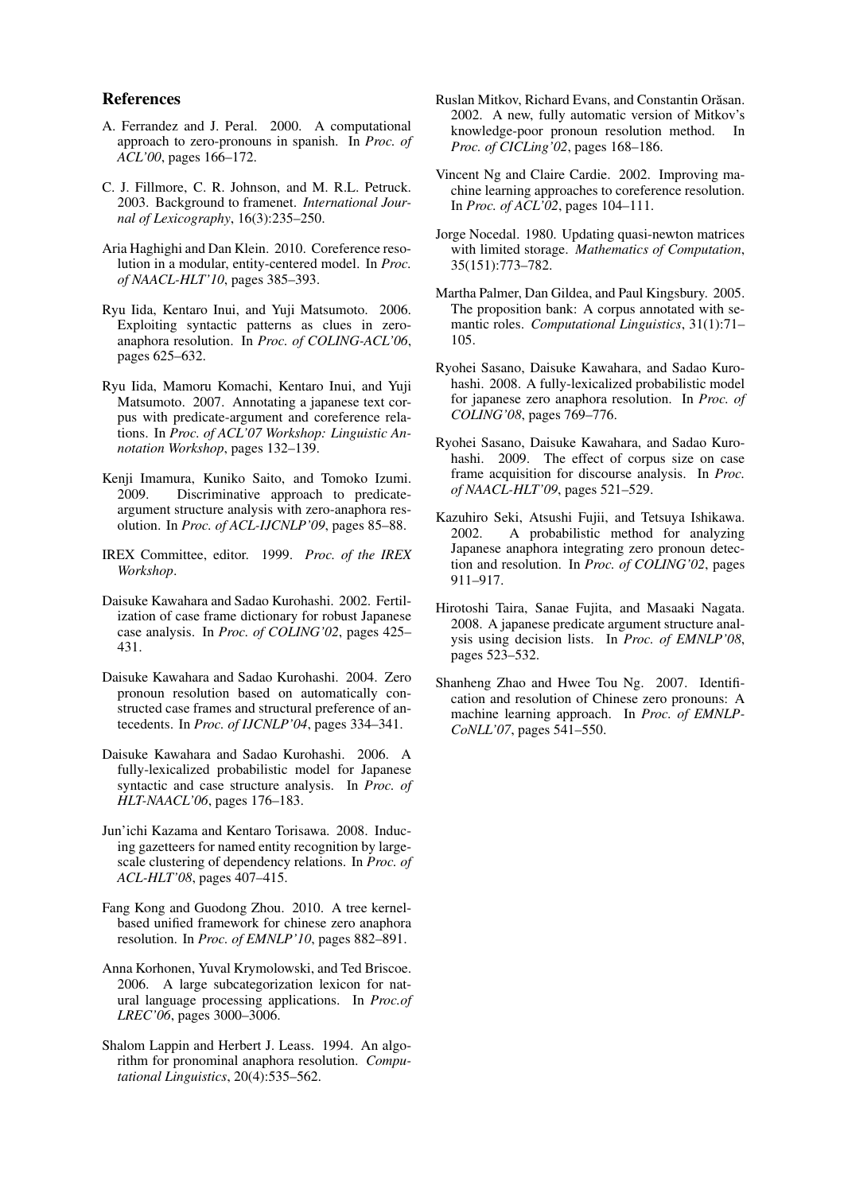## References

A. Ferrandez and J. Peral. 2000. A computational approach to zero-pronouns in spanish. In *Proc. of ACL'00*, pages 166–172.

C. J. Fillmore, C. R. Johnson, and M. R.L. Petruck. 2003. Background to framenet. *International Journal of Lexicography*, 16(3):235–250.

Aria Haghighi and Dan Klein. 2010. Coreference resolution in a modular, entity-centered model. In *Proc. of NAACL-HLT'10*, pages 385–393.

Ryu Iida, Kentaro Inui, and Yuji Matsumoto. 2006. Exploiting syntactic patterns as clues in zero-anaphora resolution. In *Proc. of COLING-ACL'06*, pages 625–632.

Ryu Iida, Mamoru Komachi, Kentaro Inui, and Yuji Matsumoto. 2007. Annotating a japanese text corpus with predicate-argument and coreference relations. In *Proc. of ACL'07 Workshop: Linguistic Annotation Workshop*, pages 132–139.

Kenji Imamura, Kuniko Saito, and Tomoko Izumi. 2009. Discriminative approach to predicate-argument structure analysis with zero-anaphora resolution. In *Proc. of ACL-IJCNLP'09*, pages 85–88.

IREX Committee, editor. 1999. *Proc. of the IREX Workshop*.

Daisuke Kawahara and Sadao Kurohashi. 2002. Fertilization of case frame dictionary for robust Japanese case analysis. In *Proc. of COLING'02*, pages 425–431.

Daisuke Kawahara and Sadao Kurohashi. 2004. Zero pronoun resolution based on automatically constructed case frames and structural preference of antecedents. In *Proc. of IJCNLP'04*, pages 334–341.

Daisuke Kawahara and Sadao Kurohashi. 2006. A fully-lexicalized probabilistic model for Japanese syntactic and case structure analysis. In *Proc. of HLT-NAACL'06*, pages 176–183.

Jun'ichi Kazama and Kentaro Torisawa. 2008. Inducing gazetteers for named entity recognition by large-scale clustering of dependency relations. In *Proc. of ACL-HLT'08*, pages 407–415.

Fang Kong and Guodong Zhou. 2010. A tree kernel-based unified framework for chinese zero anaphora resolution. In *Proc. of EMNLP'10*, pages 882–891.

Anna Korhonen, Yuval Krymolowski, and Ted Briscoe. 2006. A large subcategorization lexicon for natural language processing applications. In *Proc.of LREC'06*, pages 3000–3006.

Shalom Lappin and Herbert J. Leass. 1994. An algorithm for pronominal anaphora resolution. *Computational Linguistics*, 20(4):535–562.

Ruslan Mitkov, Richard Evans, and Constantin Orăsan. 2002. A new, fully automatic version of Mitkov's knowledge-poor pronoun resolution method. In *Proc. of CICLing'02*, pages 168–186.

Vincent Ng and Claire Cardie. 2002. Improving machine learning approaches to coreference resolution. In *Proc. of ACL'02*, pages 104–111.

Jorge Nocedal. 1980. Updating quasi-newton matrices with limited storage. *Mathematics of Computation*, 35(151):773–782.

Martha Palmer, Dan Gildea, and Paul Kingsbury. 2005. The proposition bank: A corpus annotated with semantic roles. *Computational Linguistics*, 31(1):71–105.

Ryohei Sasano, Daisuke Kawahara, and Sadao Kurohashi. 2008. A fully-lexicalized probabilistic model for japanese zero anaphora resolution. In *Proc. of COLING'08*, pages 769–776.

Ryohei Sasano, Daisuke Kawahara, and Sadao Kurohashi. 2009. The effect of corpus size on case frame acquisition for discourse analysis. In *Proc. of NAACL-HLT'09*, pages 521–529.

Kazuhiro Seki, Atsushi Fujii, and Tetsuya Ishikawa. 2002. A probabilistic method for analyzing Japanese anaphora integrating zero pronoun detection and resolution. In *Proc. of COLING'02*, pages 911–917.

Hirotoshi Taira, Sanae Fujita, and Masaaki Nagata. 2008. A japanese predicate argument structure analysis using decision lists. In *Proc. of EMNLP'08*, pages 523–532.

Shanheng Zhao and Hwee Tou Ng. 2007. Identification and resolution of Chinese zero pronouns: A machine learning approach. In *Proc. of EMNLP-CoNLL'07*, pages 541–550.